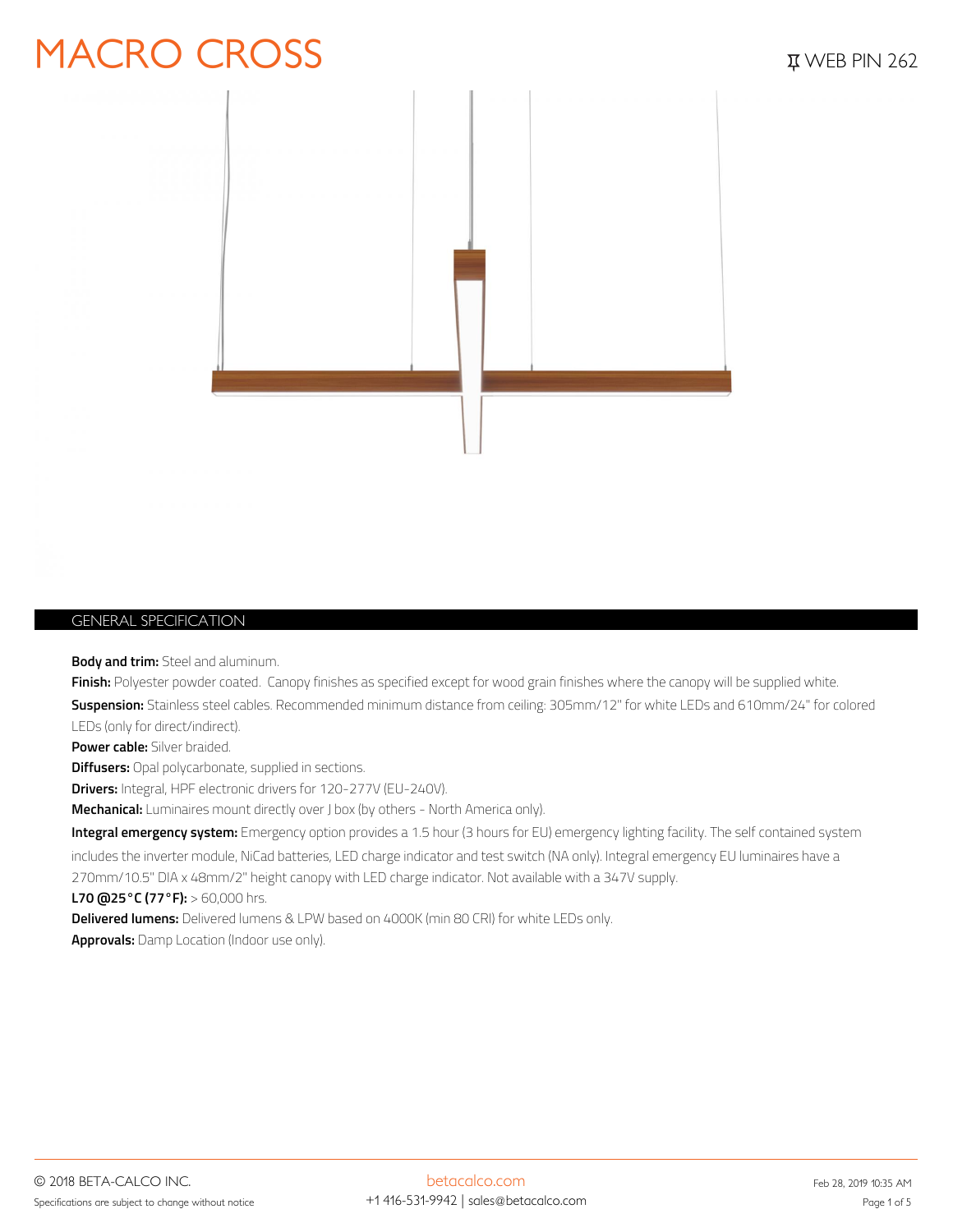# MACRO CROSS

WEB PIN 262

## GENERAL SPECIFICATION

**Body and trim:** Steel and aluminum.

**Finish:** Polyester powder coated. Canopy finishes as specified except for wood grain finishes where the canopy will be supplied white.

**Suspension:** Stainless steel cables. Recommended minimum distance from ceiling: 305mm/12" for white LEDs and 610mm/24" for colored LEDs (only for direct/indirect).

**Power cable:** Silver braided.

**Diffusers:** Opal polycarbonate, supplied in sections.

**Drivers:** Integral, HPF electronic drivers for 120-277V (EU-240V).

**Mechanical:** Luminaires mount directly over J box (by others - North America only).

**Integral emergency system:** Emergency option provides a 1.5 hour (3 hours for EU) emergency lighting facility. The self contained system includes the inverter module, NiCad batteries, LED charge indicator and test switch (NA only). Integral emergency EU luminaires have a 270mm/10.5" DIA x 48mm/2" height canopy with LED charge indicator. Not available with a 347V supply.

**L70 @25°C (77°F):** > 60,000 hrs.

**Delivered lumens:** Delivered lumens & LPW based on 4000K (min 80 CRI) for white LEDs only.

**Approvals:** Damp Location (Indoor use only).

© 2018 BETA-CALCO INC.

Specifications are subject to change without notice

betacalco.com

+1 416-531-9942 | sales@betacalco.com

Feb 28, 2019 10:35 AM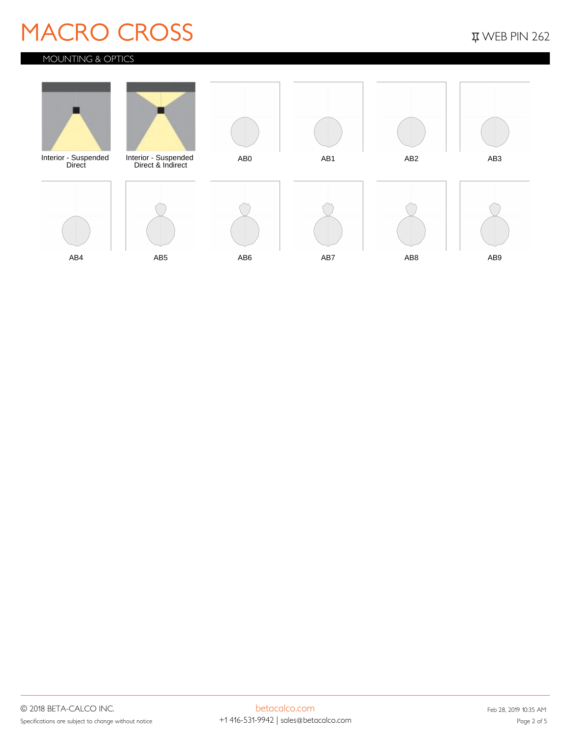# MACRO CROSS

WEB PIN 262

## MOUNTING & OPTICS

Interior - Suspended Direct

Interior - Suspended Direct & Indirect

AB0

AB1

AB2

AB3

AB4

AB5

AB6

AB7

AB8

AB9

© 2018 BETA-CALCO INC.

Specifications are subject to change without notice

betacalco.com

+1 416-531-9942 | sales@betacalco.com

Feb 28, 2019 10:35 AM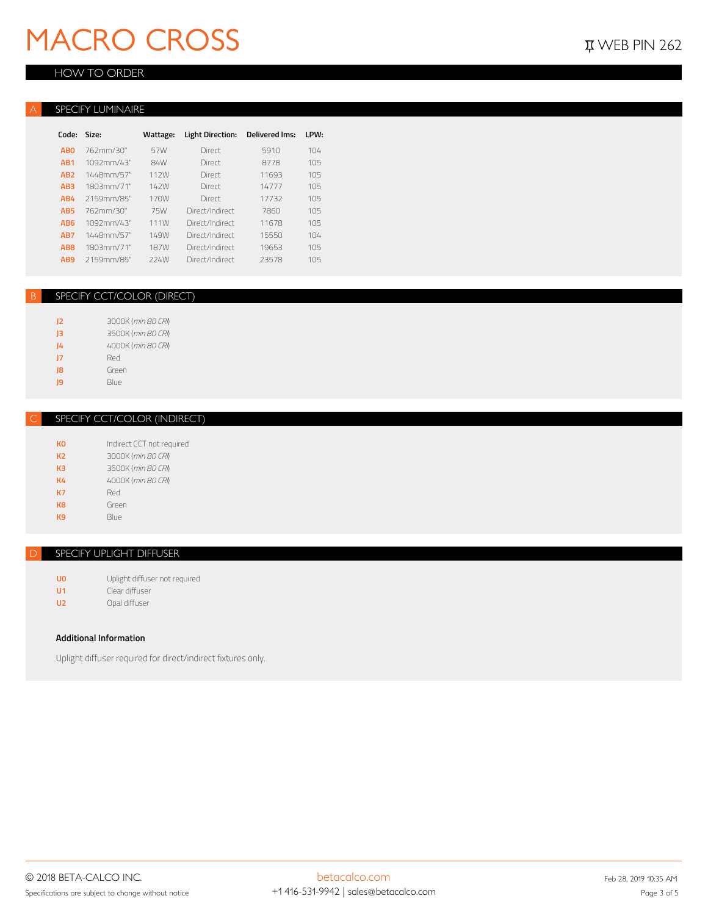# MACRO CROSS

WEB PIN 262

## HOW TO ORDER

### A SPECIFY LUMINAIRE

| Code: | Size: | Wattage: | Light Direction: | Delivered lms: | LPW: |
|---|---|---|---|---|---|
| AB0 | 762mm/30" | 57W | Direct | 5910 | 104 |
| AB1 | 1092mm/43" | 84W | Direct | 8778 | 105 |
| AB2 | 1448mm/57" | 112W | Direct | 11693 | 105 |
| AB3 | 1803mm/71" | 142W | Direct | 14777 | 105 |
| AB4 | 2159mm/85" | 170W | Direct | 17732 | 105 |
| AB5 | 762mm/30" | 75W | Direct/Indirect | 7860 | 105 |
| AB6 | 1092mm/43" | 111W | Direct/Indirect | 11678 | 105 |
| AB7 | 1448mm/57" | 149W | Direct/Indirect | 15550 | 104 |
| AB8 | 1803mm/71" | 187W | Direct/Indirect | 19653 | 105 |
| AB9 | 2159mm/85" | 224W | Direct/Indirect | 23578 | 105 |

### B SPECIFY CCT/COLOR (DIRECT)

| | |
|---|---|
| J2 | 3000K (*min 80 CRI*) |
| J3 | 3500K (*min 80 CRI*) |
| J4 | 4000K (*min 80 CRI*) |
| J7 | Red |
| J8 | Green |
| J9 | Blue |

### C SPECIFY CCT/COLOR (INDIRECT)

| | |
|---|---|
| K0 | Indirect CCT not required |
| K2 | 3000K (*min 80 CRI*) |
| K3 | 3500K (*min 80 CRI*) |
| K4 | 4000K (*min 80 CRI*) |
| K7 | Red |
| K8 | Green |
| K9 | Blue |

### D SPECIFY UPLIGHT DIFFUSER

| | |
|---|---|
| U0 | Uplight diffuser not required |
| U1 | Clear diffuser |
| U2 | Opal diffuser |

**Additional Information**

Uplight diffuser required for direct/indirect fixtures only.

© 2018 BETA-CALCO INC.

Specifications are subject to change without notice

betacalco.com

+1 416-531-9942 | sales@betacalco.com

Feb 28, 2019 10:35 AM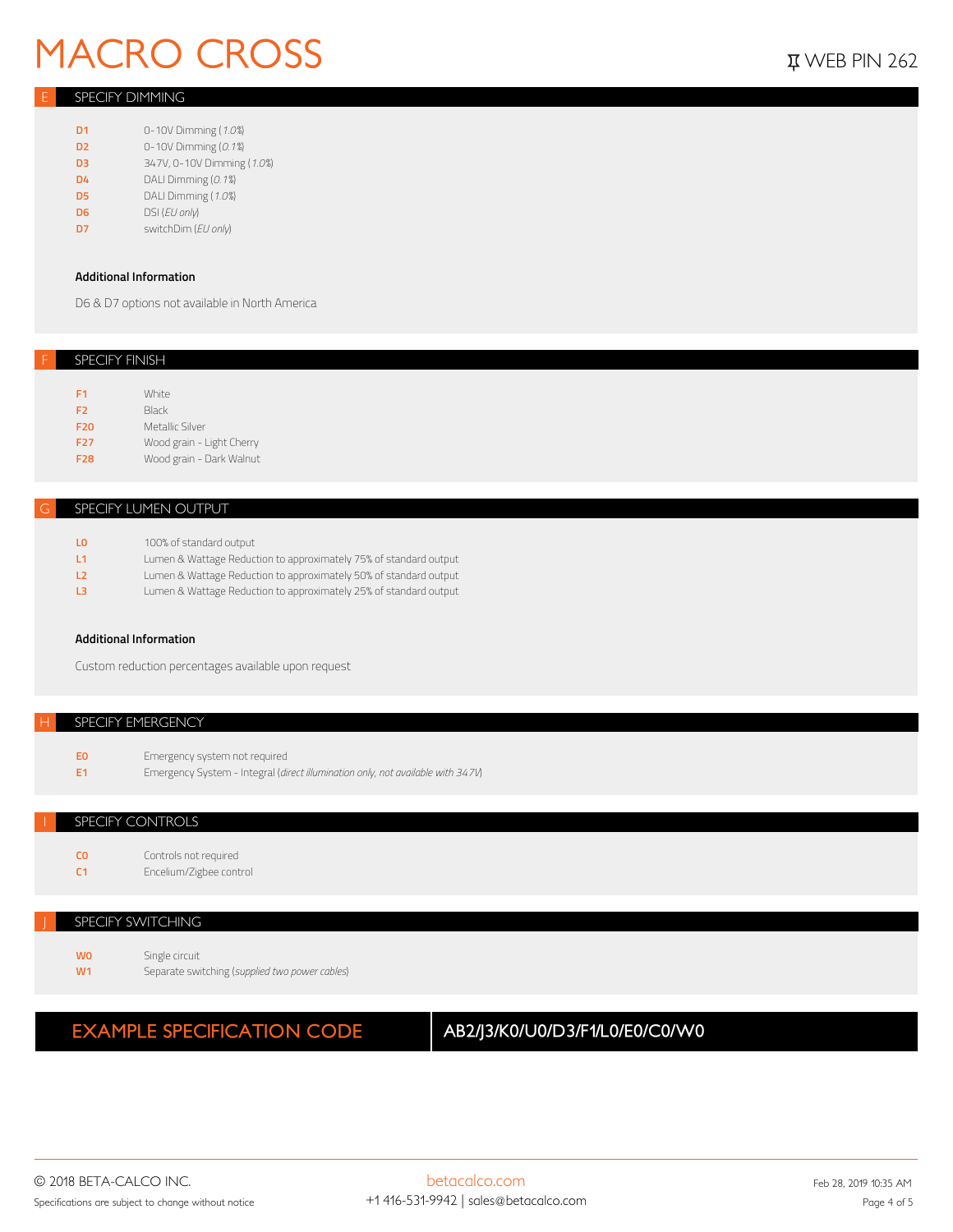# MACRO CROSS

WEB PIN 262

## E SPECIFY DIMMING

| | |
|---|---|
| D1 | 0-10V Dimming (*1.0%*) |
| D2 | 0-10V Dimming (*0.1%*) |
| D3 | 347V, 0-10V Dimming (*1.0%*) |
| D4 | DALI Dimming (*0.1%*) |
| D5 | DALI Dimming (*1.0%*) |
| D6 | DSI (*EU only*) |
| D7 | switchDim (*EU only*) |

**Additional Information**

D6 & D7 options not available in North America

## F SPECIFY FINISH

| | |
|---|---|
| F1 | White |
| F2 | Black |
| F20 | Metallic Silver |
| F27 | Wood grain - Light Cherry |
| F28 | Wood grain - Dark Walnut |

## G SPECIFY LUMEN OUTPUT

| | |
|---|---|
| L0 | 100% of standard output |
| L1 | Lumen & Wattage Reduction to approximately 75% of standard output |
| L2 | Lumen & Wattage Reduction to approximately 50% of standard output |
| L3 | Lumen & Wattage Reduction to approximately 25% of standard output |

**Additional Information**

Custom reduction percentages available upon request

## H SPECIFY EMERGENCY

| | |
|---|---|
| E0 | Emergency system not required |
| E1 | Emergency System - Integral (*direct illumination only, not available with 347V*) |

## I SPECIFY CONTROLS

| | |
|---|---|
| C0 | Controls not required |
| C1 | Encelium/Zigbee control |

## J SPECIFY SWITCHING

| | |
|---|---|
| W0 | Single circuit |
| W1 | Separate switching (*supplied two power cables*) |

| EXAMPLE SPECIFICATION CODE | AB2/J3/K0/U0/D3/F1/L0/E0/C0/W0 |
|---|---|

© 2018 BETA-CALCO INC.
Specifications are subject to change without notice

betacalco.com
+1 416-531-9942 | sales@betacalco.com

Feb 28, 2019 10:35 AM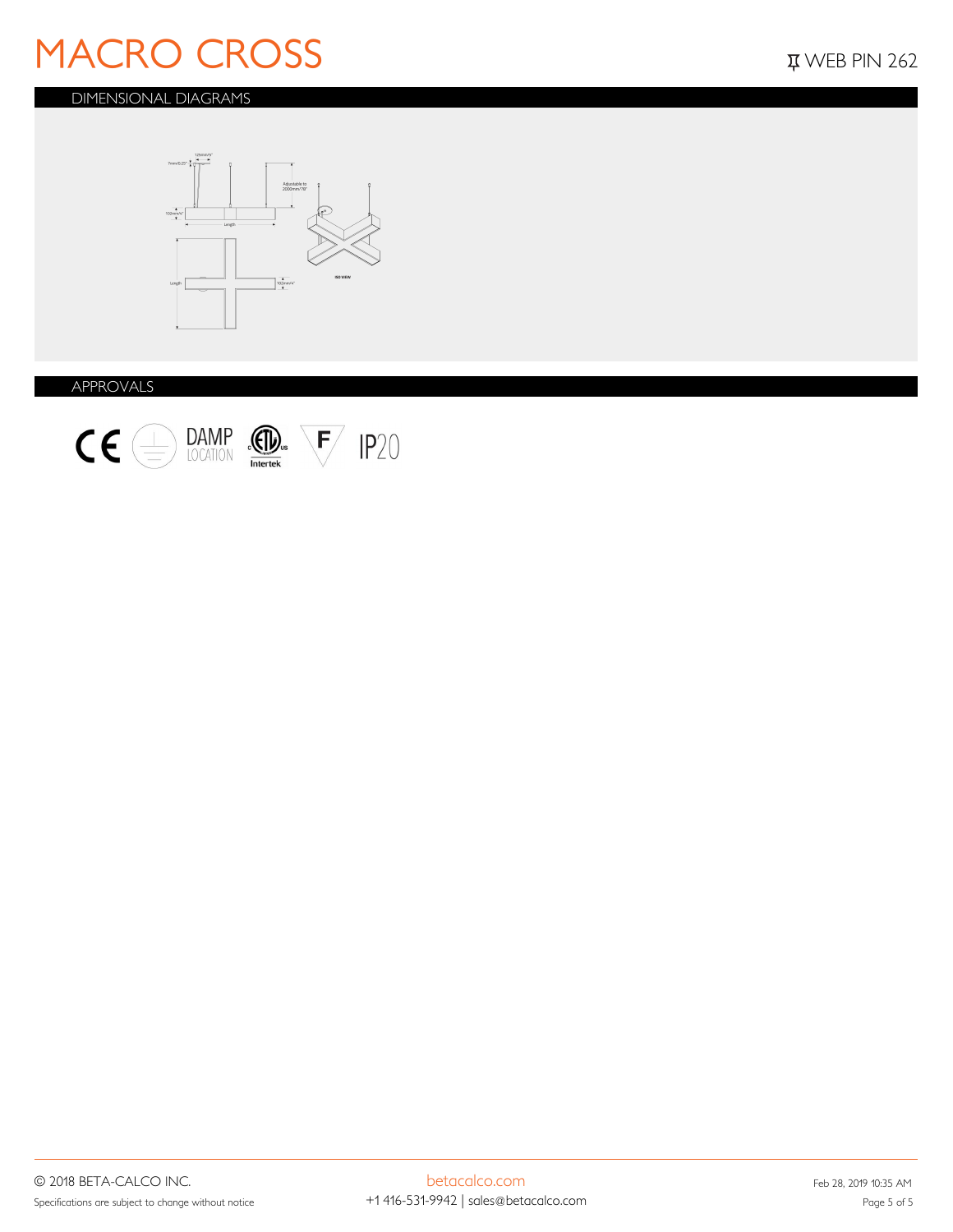# MACRO CROSS

WEB PIN 262

## DIMENSIONAL DIAGRAMS

12mm/0.5"

7mm/0.25"

Adjustable to 2000mm/78"

100mm/4"

Length

Length

100mm/4"

ISO VIEW

## APPROVALS

CE

DAMP LOCATION

Intertek

F

IP20

© 2018 BETA-CALCO INC.

Specifications are subject to change without notice

betacalco.com

+1 416-531-9942 | sales@betacalco.com

Feb 28, 2019 10:35 AM